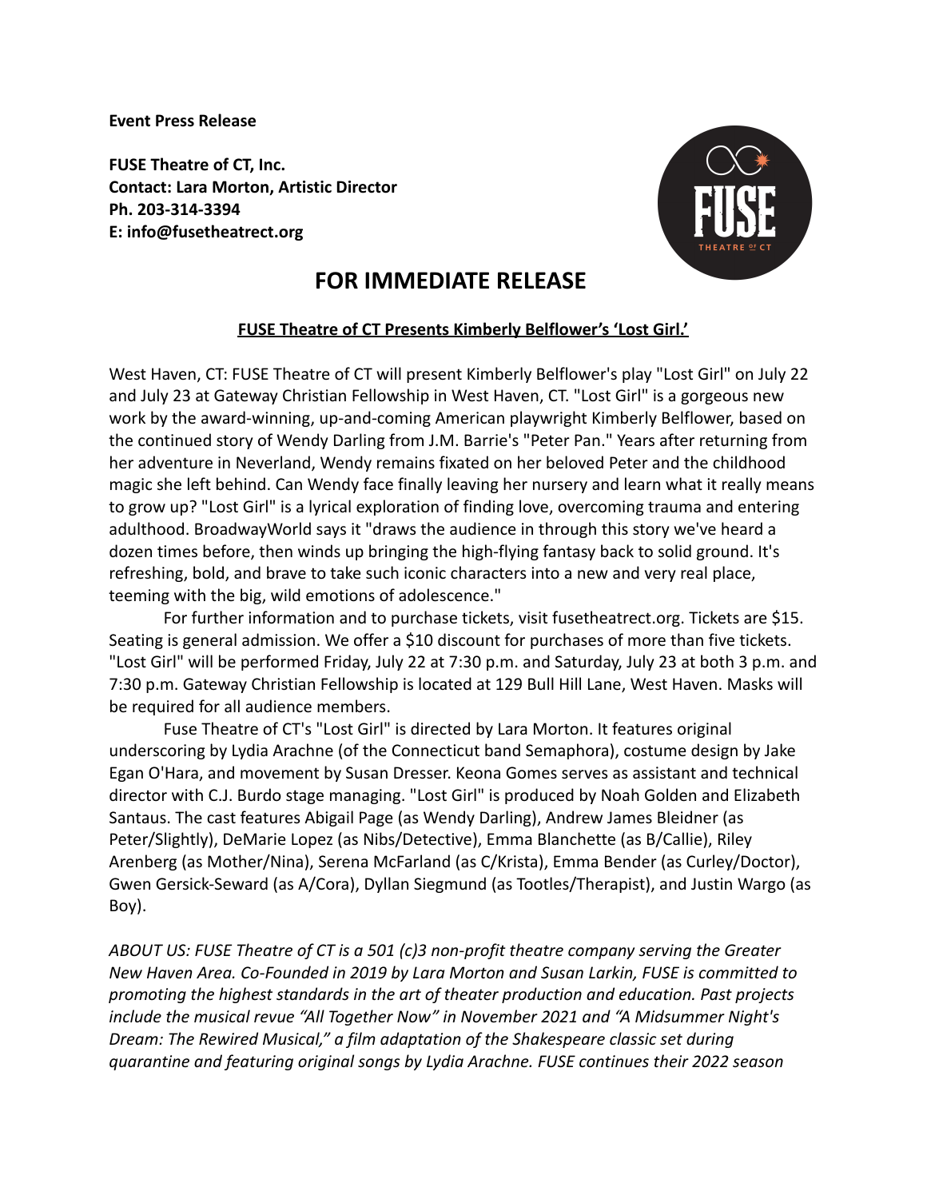**Event Press Release**

**FUSE Theatre of CT, Inc.**
**Contact: Lara Morton, Artistic Director**
**Ph. 203-314-3394**
**E: info@fusetheatrect.org**

# FOR IMMEDIATE RELEASE

**FUSE Theatre of CT Presents Kimberly Belflower's 'Lost Girl.'**

West Haven, CT: FUSE Theatre of CT will present Kimberly Belflower's play "Lost Girl" on July 22 and July 23 at Gateway Christian Fellowship in West Haven, CT. "Lost Girl" is a gorgeous new work by the award-winning, up-and-coming American playwright Kimberly Belflower, based on the continued story of Wendy Darling from J.M. Barrie's "Peter Pan." Years after returning from her adventure in Neverland, Wendy remains fixated on her beloved Peter and the childhood magic she left behind. Can Wendy face finally leaving her nursery and learn what it really means to grow up? "Lost Girl" is a lyrical exploration of finding love, overcoming trauma and entering adulthood. BroadwayWorld says it "draws the audience in through this story we've heard a dozen times before, then winds up bringing the high-flying fantasy back to solid ground. It's refreshing, bold, and brave to take such iconic characters into a new and very real place, teeming with the big, wild emotions of adolescence."

For further information and to purchase tickets, visit fusetheatrect.org. Tickets are $15. Seating is general admission. We offer a $10 discount for purchases of more than five tickets. "Lost Girl" will be performed Friday, July 22 at 7:30 p.m. and Saturday, July 23 at both 3 p.m. and 7:30 p.m. Gateway Christian Fellowship is located at 129 Bull Hill Lane, West Haven. Masks will be required for all audience members.

Fuse Theatre of CT's "Lost Girl" is directed by Lara Morton. It features original underscoring by Lydia Arachne (of the Connecticut band Semaphora), costume design by Jake Egan O'Hara, and movement by Susan Dresser. Keona Gomes serves as assistant and technical director with C.J. Burdo stage managing. "Lost Girl" is produced by Noah Golden and Elizabeth Santaus. The cast features Abigail Page (as Wendy Darling), Andrew James Bleidner (as Peter/Slightly), DeMarie Lopez (as Nibs/Detective), Emma Blanchette (as B/Callie), Riley Arenberg (as Mother/Nina), Serena McFarland (as C/Krista), Emma Bender (as Curley/Doctor), Gwen Gersick-Seward (as A/Cora), Dyllan Siegmund (as Tootles/Therapist), and Justin Wargo (as Boy).

*ABOUT US: FUSE Theatre of CT is a 501 (c)3 non-profit theatre company serving the Greater New Haven Area. Co-Founded in 2019 by Lara Morton and Susan Larkin, FUSE is committed to promoting the highest standards in the art of theater production and education. Past projects include the musical revue "All Together Now" in November 2021 and "A Midsummer Night's Dream: The Rewired Musical," a film adaptation of the Shakespeare classic set during quarantine and featuring original songs by Lydia Arachne. FUSE continues their 2022 season*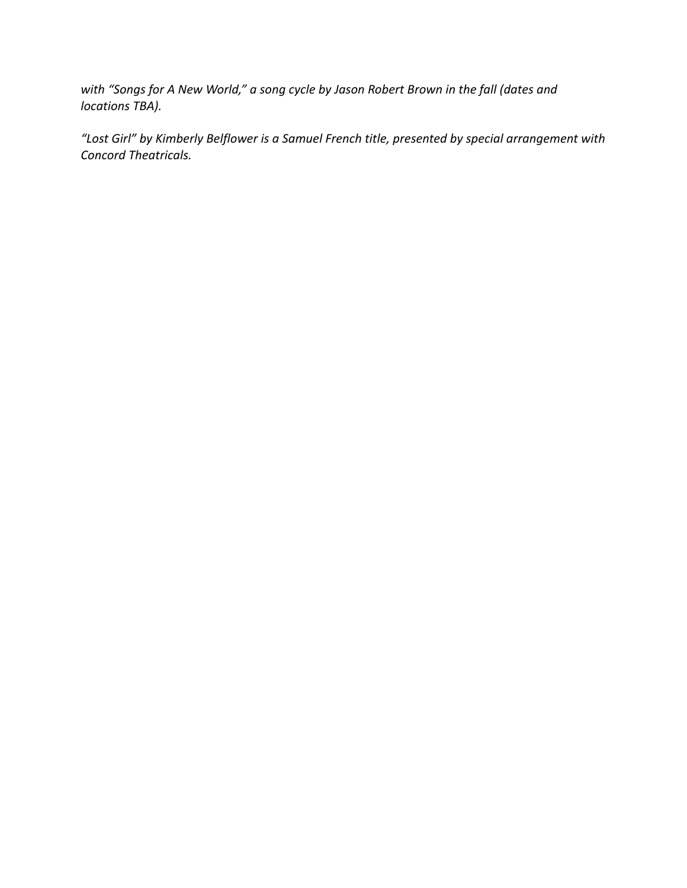*with "Songs for A New World," a song cycle by Jason Robert Brown in the fall (dates and locations TBA).*

*"Lost Girl" by Kimberly Belflower is a Samuel French title, presented by special arrangement with Concord Theatricals.*